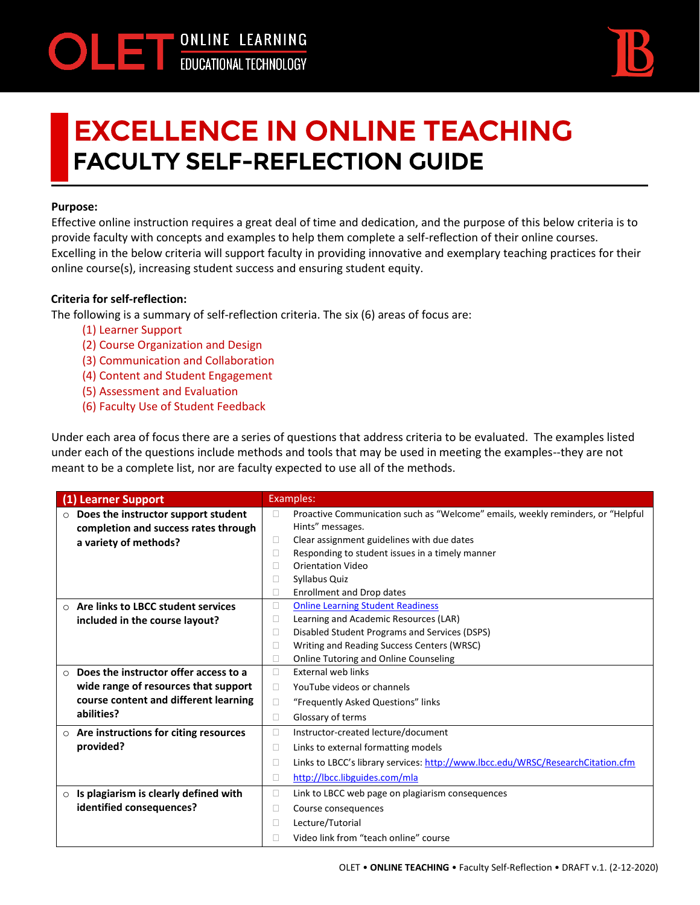OLET ONLINE LEARNING EDUCATIONAL TECHNOLOGY

# EXCELLENCE IN ONLINE TEACHING
## FACULTY SELF-REFLECTION GUIDE

**Purpose:**
Effective online instruction requires a great deal of time and dedication, and the purpose of this below criteria is to provide faculty with concepts and examples to help them complete a self-reflection of their online courses. Excelling in the below criteria will support faculty in providing innovative and exemplary teaching practices for their online course(s), increasing student success and ensuring student equity.

**Criteria for self-reflection:**
The following is a summary of self-reflection criteria. The six (6) areas of focus are:

(1) Learner Support
(2) Course Organization and Design
(3) Communication and Collaboration
(4) Content and Student Engagement
(5) Assessment and Evaluation
(6) Faculty Use of Student Feedback

Under each area of focus there are a series of questions that address criteria to be evaluated. The examples listed under each of the questions include methods and tools that may be used in meeting the examples--they are not meant to be a complete list, nor are faculty expected to use all of the methods.

| (1) Learner Support | Examples: |
|---|---|
| **Does the instructor support student completion and success rates through a variety of methods?** | ☐ Proactive Communication such as "Welcome" emails, weekly reminders, or "Helpful Hints" messages.<br>☐ Clear assignment guidelines with due dates<br>☐ Responding to student issues in a timely manner<br>☐ Orientation Video<br>☐ Syllabus Quiz<br>☐ Enrollment and Drop dates |
| **Are links to LBCC student services included in the course layout?** | ☐ Online Learning Student Readiness<br>☐ Learning and Academic Resources (LAR)<br>☐ Disabled Student Programs and Services (DSPS)<br>☐ Writing and Reading Success Centers (WRSC)<br>☐ Online Tutoring and Online Counseling |
| **Does the instructor offer access to a wide range of resources that support course content and different learning abilities?** | ☐ External web links<br>☐ YouTube videos or channels<br>☐ "Frequently Asked Questions" links<br>☐ Glossary of terms |
| **Are instructions for citing resources provided?** | ☐ Instructor-created lecture/document<br>☐ Links to external formatting models<br>☐ Links to LBCC's library services: http://www.lbcc.edu/WRSC/ResearchCitation.cfm<br>☐ http://lbcc.libguides.com/mla |
| **Is plagiarism is clearly defined with identified consequences?** | ☐ Link to LBCC web page on plagiarism consequences<br>☐ Course consequences<br>☐ Lecture/Tutorial<br>☐ Video link from "teach online" course |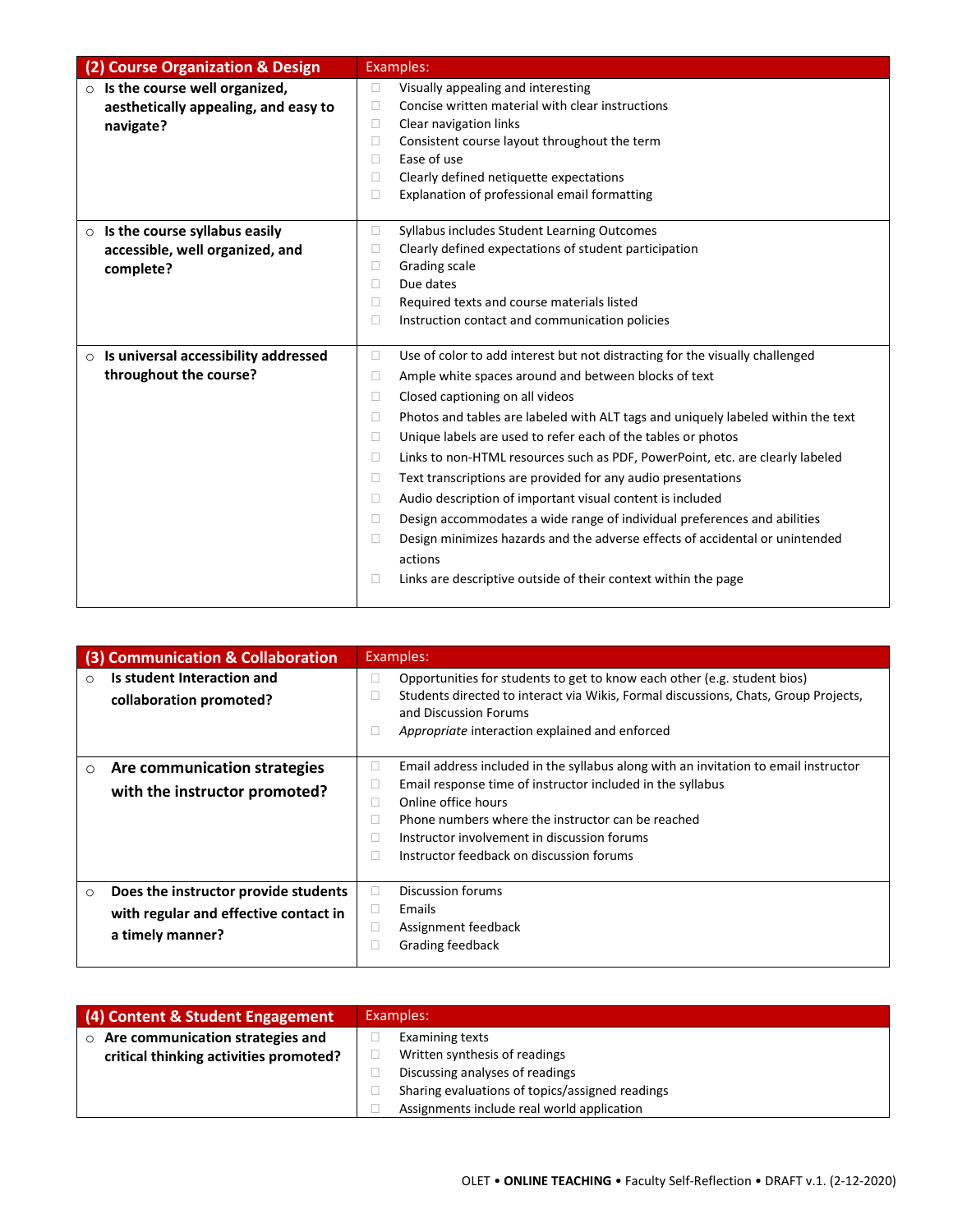| (2) Course Organization & Design | Examples: |
| --- | --- |
| ○ **Is the course well organized, aesthetically appealing, and easy to navigate?** | ☐ Visually appealing and interesting<br>☐ Concise written material with clear instructions<br>☐ Clear navigation links<br>☐ Consistent course layout throughout the term<br>☐ Ease of use<br>☐ Clearly defined netiquette expectations<br>☐ Explanation of professional email formatting |
| ○ **Is the course syllabus easily accessible, well organized, and complete?** | ☐ Syllabus includes Student Learning Outcomes<br>☐ Clearly defined expectations of student participation<br>☐ Grading scale<br>☐ Due dates<br>☐ Required texts and course materials listed<br>☐ Instruction contact and communication policies |
| ○ **Is universal accessibility addressed throughout the course?** | ☐ Use of color to add interest but not distracting for the visually challenged<br>☐ Ample white spaces around and between blocks of text<br>☐ Closed captioning on all videos<br>☐ Photos and tables are labeled with ALT tags and uniquely labeled within the text<br>☐ Unique labels are used to refer each of the tables or photos<br>☐ Links to non-HTML resources such as PDF, PowerPoint, etc. are clearly labeled<br>☐ Text transcriptions are provided for any audio presentations<br>☐ Audio description of important visual content is included<br>☐ Design accommodates a wide range of individual preferences and abilities<br>☐ Design minimizes hazards and the adverse effects of accidental or unintended actions<br>☐ Links are descriptive outside of their context within the page |

| (3) Communication & Collaboration | Examples: |
| --- | --- |
| ○ **Is student Interaction and collaboration promoted?** | ☐ Opportunities for students to get to know each other (e.g. student bios)<br>☐ Students directed to interact via Wikis, Formal discussions, Chats, Group Projects, and Discussion Forums<br>☐ *Appropriate* interaction explained and enforced |
| ○ **Are communication strategies with the instructor promoted?** | ☐ Email address included in the syllabus along with an invitation to email instructor<br>☐ Email response time of instructor included in the syllabus<br>☐ Online office hours<br>☐ Phone numbers where the instructor can be reached<br>☐ Instructor involvement in discussion forums<br>☐ Instructor feedback on discussion forums |
| ○ **Does the instructor provide students with regular and effective contact in a timely manner?** | ☐ Discussion forums<br>☐ Emails<br>☐ Assignment feedback<br>☐ Grading feedback |

| (4) Content & Student Engagement | Examples: |
| --- | --- |
| ○ **Are communication strategies and critical thinking activities promoted?** | ☐ Examining texts<br>☐ Written synthesis of readings<br>☐ Discussing analyses of readings<br>☐ Sharing evaluations of topics/assigned readings<br>☐ Assignments include real world application |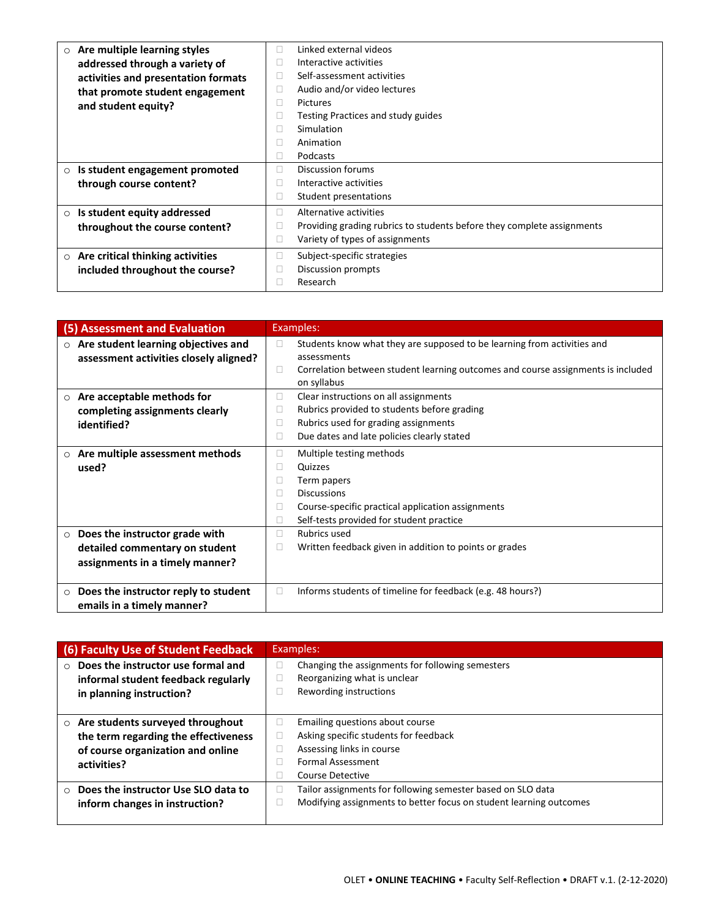| | |
|---|---|
| ○ **Are multiple learning styles addressed through a variety of activities and presentation formats that promote student engagement and student equity?** | ☐ Linked external videos<br>☐ Interactive activities<br>☐ Self-assessment activities<br>☐ Audio and/or video lectures<br>☐ Pictures<br>☐ Testing Practices and study guides<br>☐ Simulation<br>☐ Animation<br>☐ Podcasts |
| ○ **Is student engagement promoted through course content?** | ☐ Discussion forums<br>☐ Interactive activities<br>☐ Student presentations |
| ○ **Is student equity addressed throughout the course content?** | ☐ Alternative activities<br>☐ Providing grading rubrics to students before they complete assignments<br>☐ Variety of types of assignments |
| ○ **Are critical thinking activities included throughout the course?** | ☐ Subject-specific strategies<br>☐ Discussion prompts<br>☐ Research |

| (5) Assessment and Evaluation | Examples: |
|---|---|
| ○ **Are student learning objectives and assessment activities closely aligned?** | ☐ Students know what they are supposed to be learning from activities and assessments<br>☐ Correlation between student learning outcomes and course assignments is included on syllabus |
| ○ **Are acceptable methods for completing assignments clearly identified?** | ☐ Clear instructions on all assignments<br>☐ Rubrics provided to students before grading<br>☐ Rubrics used for grading assignments<br>☐ Due dates and late policies clearly stated |
| ○ **Are multiple assessment methods used?** | ☐ Multiple testing methods<br>☐ Quizzes<br>☐ Term papers<br>☐ Discussions<br>☐ Course-specific practical application assignments<br>☐ Self-tests provided for student practice |
| ○ **Does the instructor grade with detailed commentary on student assignments in a timely manner?** | ☐ Rubrics used<br>☐ Written feedback given in addition to points or grades |
| ○ **Does the instructor reply to student emails in a timely manner?** | ☐ Informs students of timeline for feedback (e.g. 48 hours?) |

| (6) Faculty Use of Student Feedback | Examples: |
|---|---|
| ○ **Does the instructor use formal and informal student feedback regularly in planning instruction?** | ☐ Changing the assignments for following semesters<br>☐ Reorganizing what is unclear<br>☐ Rewording instructions |
| ○ **Are students surveyed throughout the term regarding the effectiveness of course organization and online activities?** | ☐ Emailing questions about course<br>☐ Asking specific students for feedback<br>☐ Assessing links in course<br>☐ Formal Assessment<br>☐ Course Detective |
| ○ **Does the instructor Use SLO data to inform changes in instruction?** | ☐ Tailor assignments for following semester based on SLO data<br>☐ Modifying assignments to better focus on student learning outcomes |